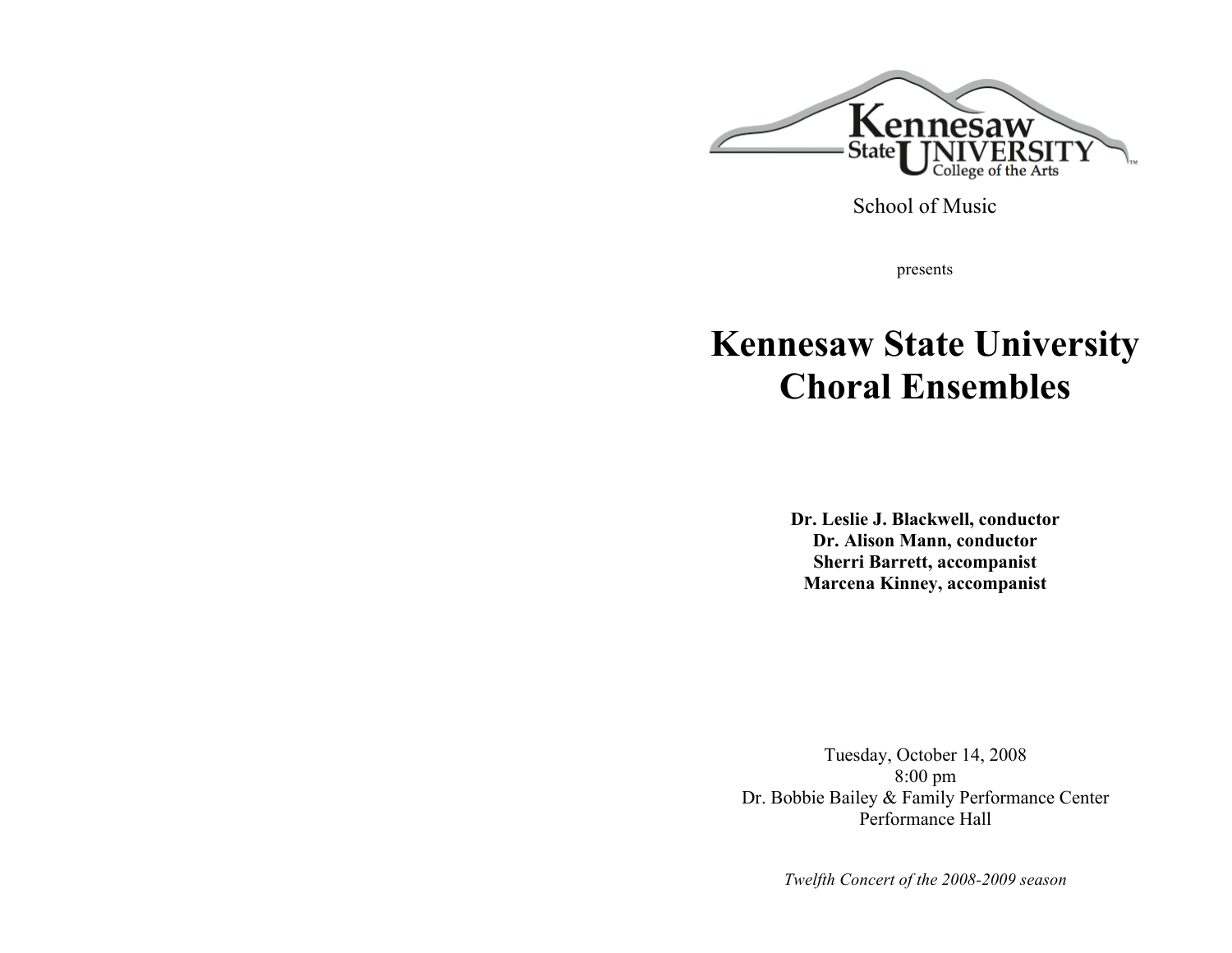Kennesaw State University
College of the Arts

School of Music

presents

# Kennesaw State University Choral Ensembles

**Dr. Leslie J. Blackwell, conductor**
**Dr. Alison Mann, conductor**
**Sherri Barrett, accompanist**
**Marcena Kinney, accompanist**

Tuesday, October 14, 2008
8:00 pm
Dr. Bobbie Bailey & Family Performance Center
Performance Hall

*Twelfth Concert of the 2008-2009 season*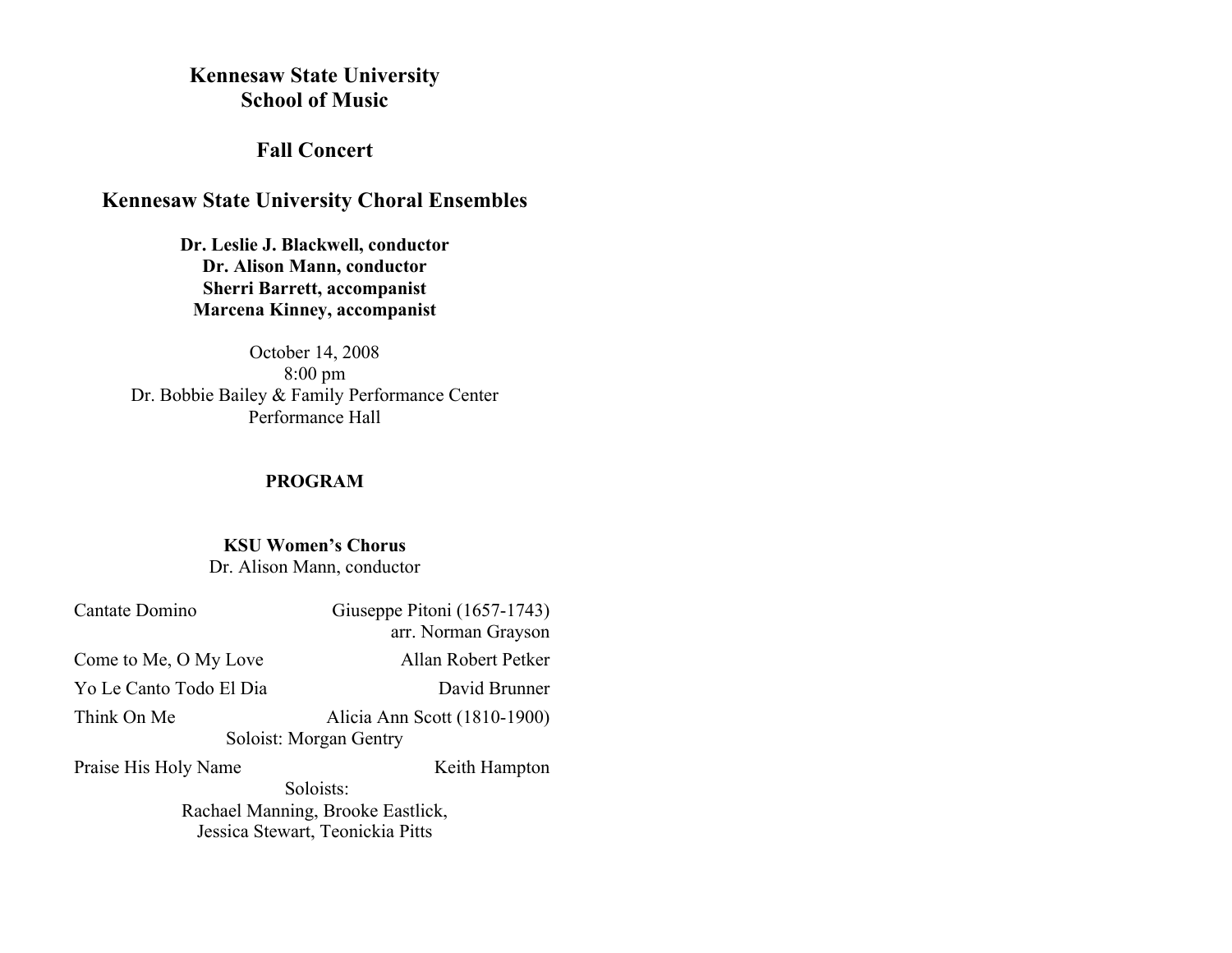**Kennesaw State University**
**School of Music**

**Fall Concert**

**Kennesaw State University Choral Ensembles**

**Dr. Leslie J. Blackwell, conductor**
**Dr. Alison Mann, conductor**
**Sherri Barrett, accompanist**
**Marcena Kinney, accompanist**

October 14, 2008
8:00 pm
Dr. Bobbie Bailey & Family Performance Center
Performance Hall

**PROGRAM**

**KSU Women's Chorus**
Dr. Alison Mann, conductor

Cantate Domino — Giuseppe Pitoni (1657-1743)
arr. Norman Grayson

Come to Me, O My Love — Allan Robert Petker

Yo Le Canto Todo El Dia — David Brunner

Think On Me — Alicia Ann Scott (1810-1900)
Soloist: Morgan Gentry

Praise His Holy Name — Keith Hampton
Soloists:
Rachael Manning, Brooke Eastlick,
Jessica Stewart, Teonickia Pitts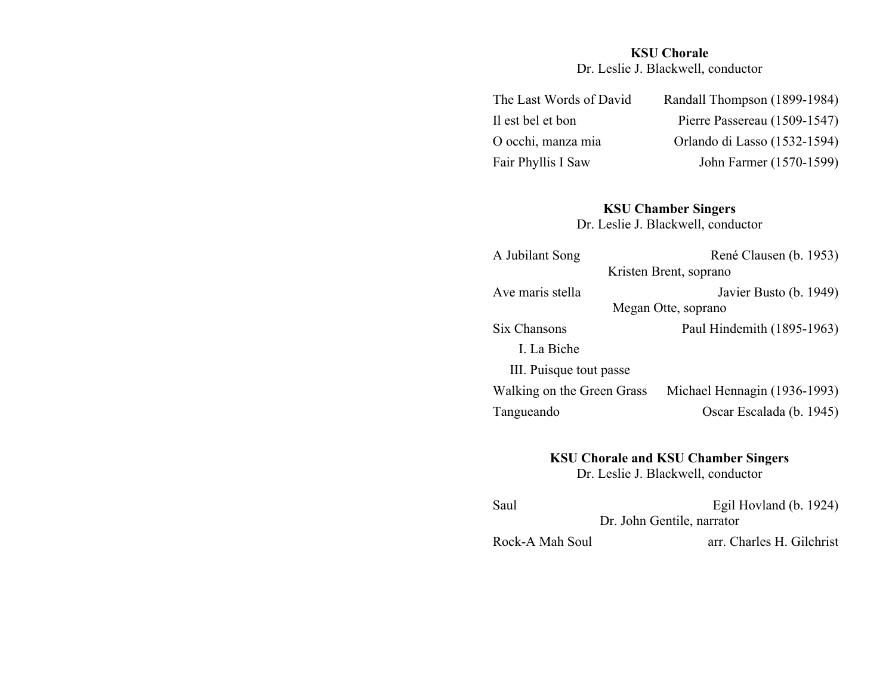**KSU Chorale**
Dr. Leslie J. Blackwell, conductor

| | |
|---|---|
| The Last Words of David | Randall Thompson (1899-1984) |
| Il est bel et bon | Pierre Passereau (1509-1547) |
| O occhi, manza mia | Orlando di Lasso (1532-1594) |
| Fair Phyllis I Saw | John Farmer (1570-1599) |

**KSU Chamber Singers**
Dr. Leslie J. Blackwell, conductor

| | |
|---|---|
| A Jubilant Song<br>Kristen Brent, soprano | René Clausen (b. 1953) |
| Ave maris stella<br>Megan Otte, soprano | Javier Busto (b. 1949) |
| Six Chansons<br>I. La Biche<br>III. Puisque tout passe | Paul Hindemith (1895-1963) |
| Walking on the Green Grass | Michael Hennagin (1936-1993) |
| Tangueando | Oscar Escalada (b. 1945) |

**KSU Chorale and KSU Chamber Singers**
Dr. Leslie J. Blackwell, conductor

| | |
|---|---|
| Saul<br>Dr. John Gentile, narrator | Egil Hovland (b. 1924) |
| Rock-A Mah Soul | arr. Charles H. Gilchrist |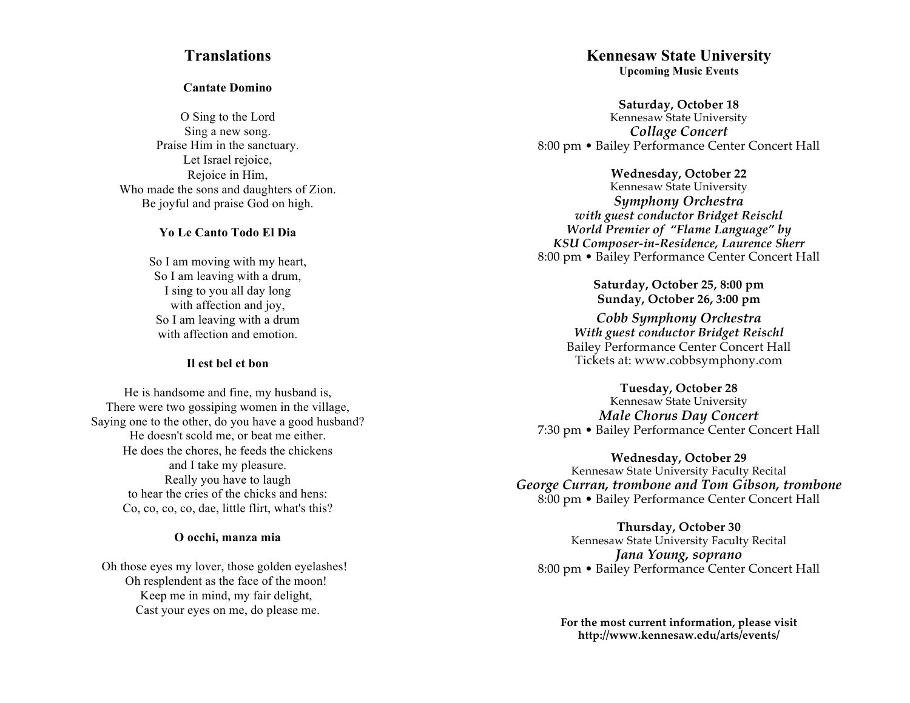# Translations

### Cantate Domino

O Sing to the Lord  
Sing a new song.  
Praise Him in the sanctuary.  
Let Israel rejoice,  
Rejoice in Him,  
Who made the sons and daughters of Zion.  
Be joyful and praise God on high.

### Yo Le Canto Todo El Dia

So I am moving with my heart,  
So I am leaving with a drum,  
I sing to you all day long  
with affection and joy,  
So I am leaving with a drum  
with affection and emotion.

### Il est bel et bon

He is handsome and fine, my husband is,  
There were two gossiping women in the village,  
Saying one to the other, do you have a good husband?  
He doesn't scold me, or beat me either.  
He does the chores, he feeds the chickens  
and I take my pleasure.  
Really you have to laugh  
to hear the cries of the chicks and hens:  
Co, co, co, co, dae, little flirt, what's this?

### O occhi, manza mia

Oh those eyes my lover, those golden eyelashes!  
Oh resplendent as the face of the moon!  
Keep me in mind, my fair delight,  
Cast your eyes on me, do please me.

# Kennesaw State University

**Upcoming Music Events**

**Saturday, October 18**  
Kennesaw State University  
***Collage Concert***  
8:00 pm • Bailey Performance Center Concert Hall

**Wednesday, October 22**  
Kennesaw State University  
***Symphony Orchestra***  
***with guest conductor Bridget Reischl***  
***World Premier of "Flame Language" by***  
***KSU Composer-in-Residence, Laurence Sherr***  
8:00 pm • Bailey Performance Center Concert Hall

**Saturday, October 25, 8:00 pm**  
**Sunday, October 26, 3:00 pm**  
***Cobb Symphony Orchestra***  
***With guest conductor Bridget Reischl***  
Bailey Performance Center Concert Hall  
Tickets at: www.cobbsymphony.com

**Tuesday, October 28**  
Kennesaw State University  
***Male Chorus Day Concert***  
7:30 pm • Bailey Performance Center Concert Hall

**Wednesday, October 29**  
Kennesaw State University Faculty Recital  
***George Curran, trombone and Tom Gibson, trombone***  
8:00 pm • Bailey Performance Center Concert Hall

**Thursday, October 30**  
Kennesaw State University Faculty Recital  
***Jana Young, soprano***  
8:00 pm • Bailey Performance Center Concert Hall

**For the most current information, please visit**  
**http://www.kennesaw.edu/arts/events/**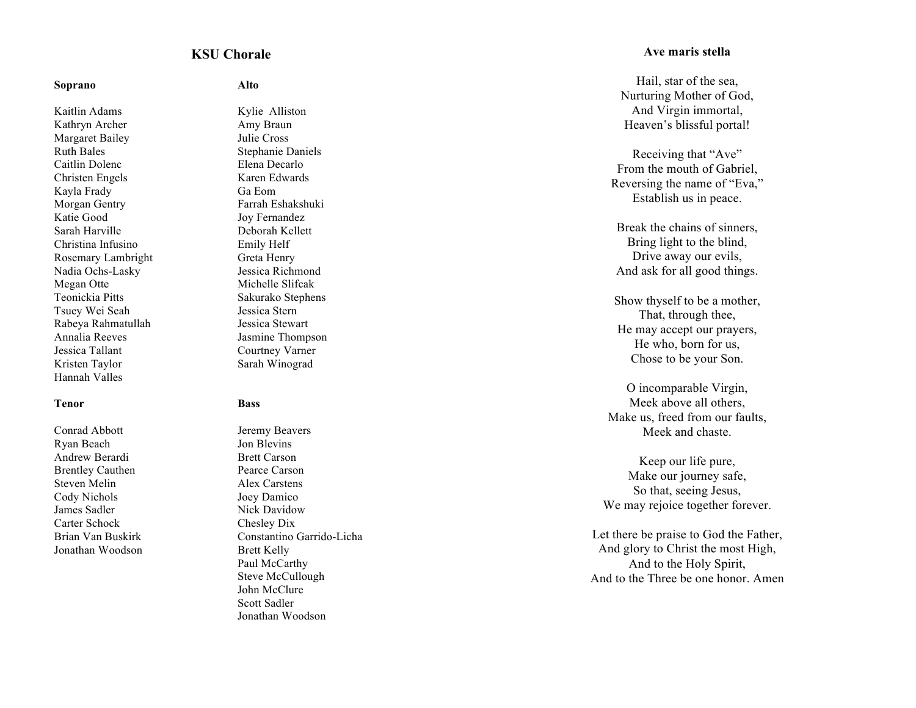## KSU Chorale

### Soprano

Kaitlin Adams
Kathryn Archer
Margaret Bailey
Ruth Bales
Caitlin Dolenc
Christen Engels
Kayla Frady
Morgan Gentry
Katie Good
Sarah Harville
Christina Infusino
Rosemary Lambright
Nadia Ochs-Lasky
Megan Otte
Teonickia Pitts
Tsuey Wei Seah
Rabeya Rahmatullah
Annalia Reeves
Jessica Tallant
Kristen Taylor
Hannah Valles

### Alto

Kylie Alliston
Amy Braun
Julie Cross
Stephanie Daniels
Elena Decarlo
Karen Edwards
Ga Eom
Farrah Eshakshuki
Joy Fernandez
Deborah Kellett
Emily Helf
Greta Henry
Jessica Richmond
Michelle Slifcak
Sakurako Stephens
Jessica Stern
Jessica Stewart
Jasmine Thompson
Courtney Varner
Sarah Winograd

### Tenor

Conrad Abbott
Ryan Beach
Andrew Berardi
Brentley Cauthen
Steven Melin
Cody Nichols
James Sadler
Carter Schock
Brian Van Buskirk
Jonathan Woodson

### Bass

Jeremy Beavers
Jon Blevins
Brett Carson
Pearce Carson
Alex Carstens
Joey Damico
Nick Davidow
Chesley Dix
Constantino Garrido-Licha
Brett Kelly
Paul McCarthy
Steve McCullough
John McClure
Scott Sadler
Jonathan Woodson

## Ave maris stella

Hail, star of the sea,
Nurturing Mother of God,
And Virgin immortal,
Heaven's blissful portal!

Receiving that "Ave"
From the mouth of Gabriel,
Reversing the name of "Eva,"
Establish us in peace.

Break the chains of sinners,
Bring light to the blind,
Drive away our evils,
And ask for all good things.

Show thyself to be a mother,
That, through thee,
He may accept our prayers,
He who, born for us,
Chose to be your Son.

O incomparable Virgin,
Meek above all others,
Make us, freed from our faults,
Meek and chaste.

Keep our life pure,
Make our journey safe,
So that, seeing Jesus,
We may rejoice together forever.

Let there be praise to God the Father,
And glory to Christ the most High,
And to the Holy Spirit,
And to the Three be one honor. Amen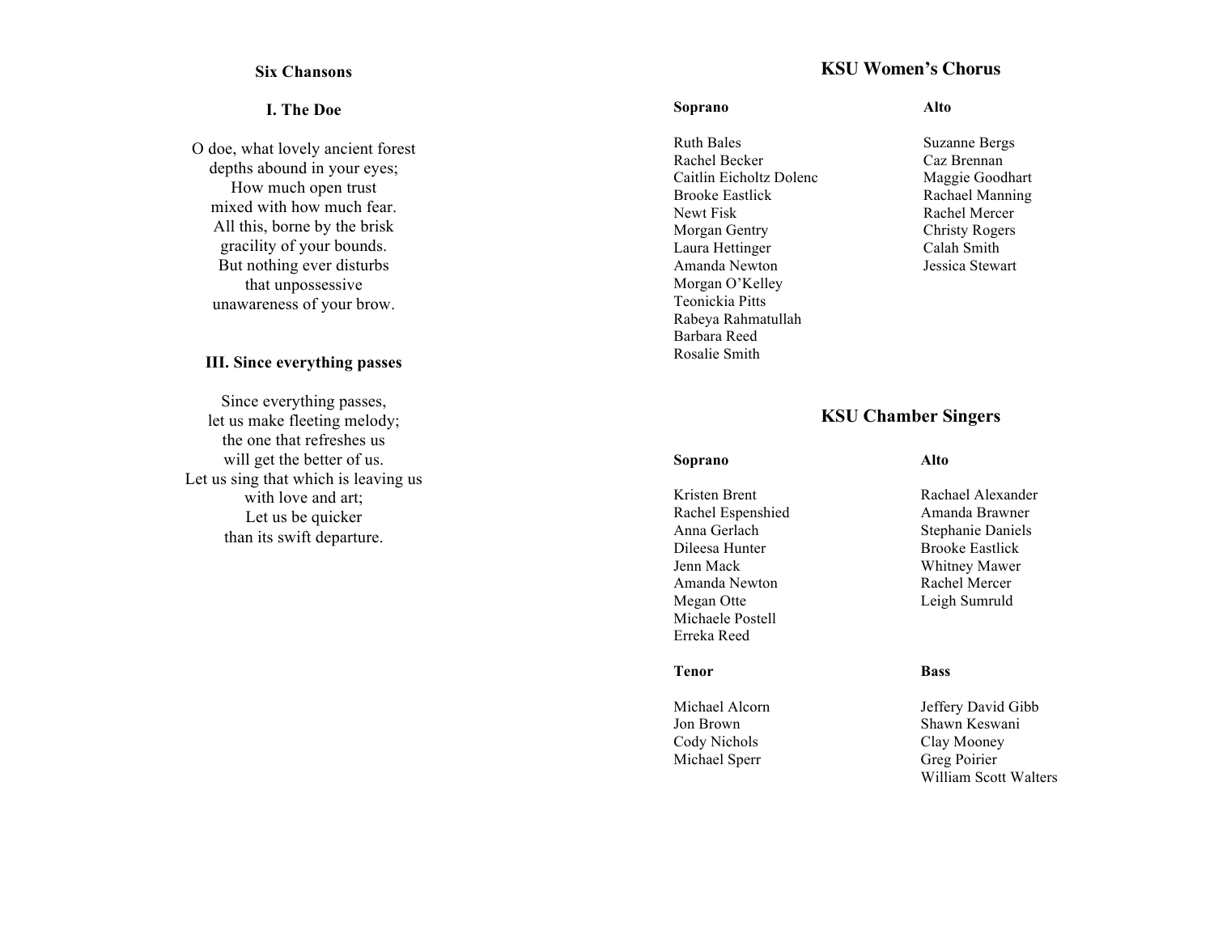**Six Chansons**

**I. The Doe**

O doe, what lovely ancient forest
depths abound in your eyes;
How much open trust
mixed with how much fear.
All this, borne by the brisk
gracility of your bounds.
But nothing ever disturbs
that unpossessive
unawareness of your brow.

**III. Since everything passes**

Since everything passes,
let us make fleeting melody;
the one that refreshes us
will get the better of us.
Let us sing that which is leaving us
with love and art;
Let us be quicker
than its swift departure.

## KSU Women's Chorus

**Soprano**

Ruth Bales
Rachel Becker
Caitlin Eicholtz Dolenc
Brooke Eastlick
Newt Fisk
Morgan Gentry
Laura Hettinger
Amanda Newton
Morgan O'Kelley
Teonickia Pitts
Rabeya Rahmatullah
Barbara Reed
Rosalie Smith

**Alto**

Suzanne Bergs
Caz Brennan
Maggie Goodhart
Rachael Manning
Rachel Mercer
Christy Rogers
Calah Smith
Jessica Stewart

## KSU Chamber Singers

**Soprano**

Kristen Brent
Rachel Espenshied
Anna Gerlach
Dileesa Hunter
Jenn Mack
Amanda Newton
Megan Otte
Michaele Postell
Erreka Reed

**Alto**

Rachael Alexander
Amanda Brawner
Stephanie Daniels
Brooke Eastlick
Whitney Mawer
Rachel Mercer
Leigh Sumruld

**Tenor**

Michael Alcorn
Jon Brown
Cody Nichols
Michael Sperr

**Bass**

Jeffery David Gibb
Shawn Keswani
Clay Mooney
Greg Poirier
William Scott Walters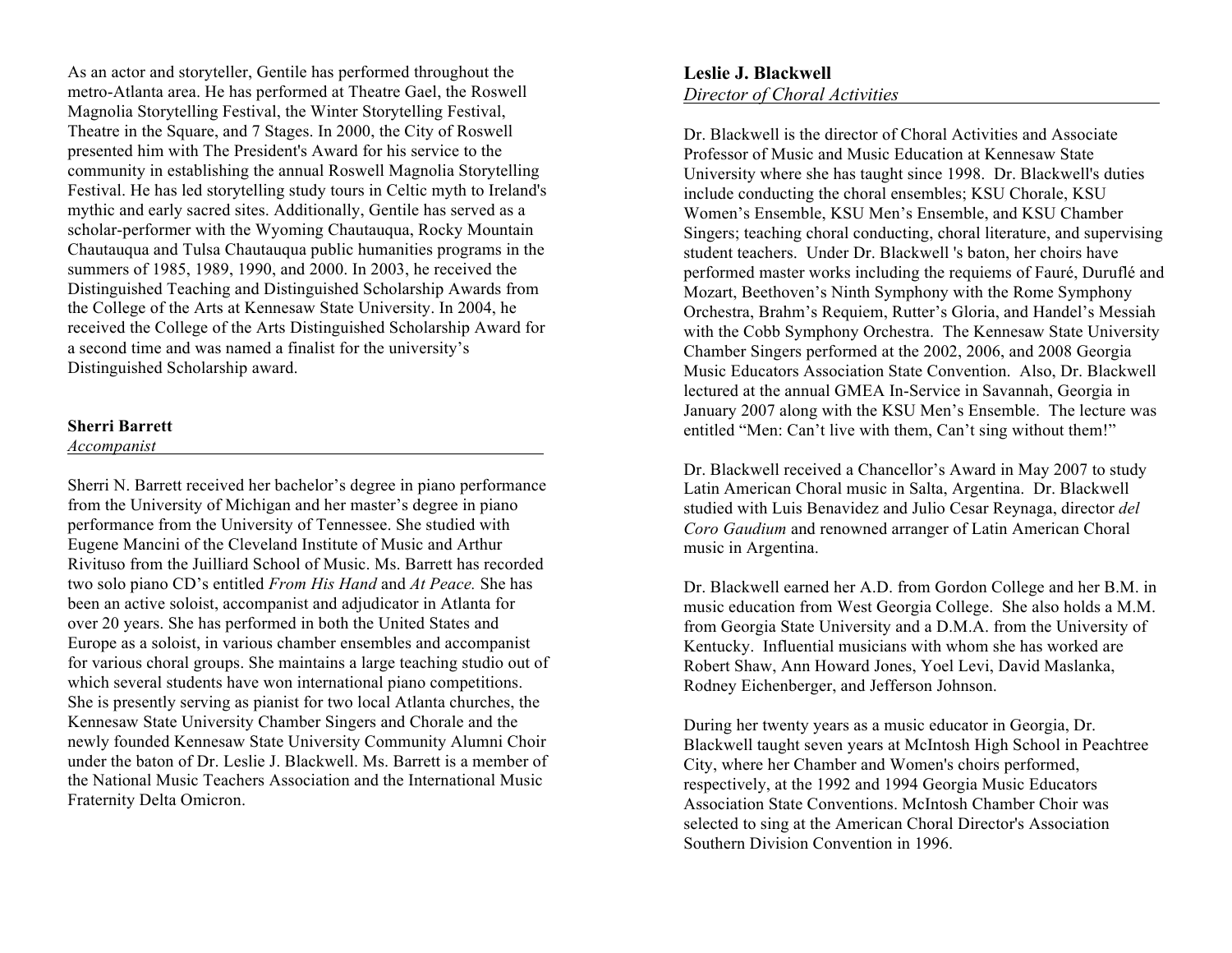As an actor and storyteller, Gentile has performed throughout the metro-Atlanta area. He has performed at Theatre Gael, the Roswell Magnolia Storytelling Festival, the Winter Storytelling Festival, Theatre in the Square, and 7 Stages. In 2000, the City of Roswell presented him with The President's Award for his service to the community in establishing the annual Roswell Magnolia Storytelling Festival. He has led storytelling study tours in Celtic myth to Ireland's mythic and early sacred sites. Additionally, Gentile has served as a scholar-performer with the Wyoming Chautauqua, Rocky Mountain Chautauqua and Tulsa Chautauqua public humanities programs in the summers of 1985, 1989, 1990, and 2000. In 2003, he received the Distinguished Teaching and Distinguished Scholarship Awards from the College of the Arts at Kennesaw State University. In 2004, he received the College of the Arts Distinguished Scholarship Award for a second time and was named a finalist for the university's Distinguished Scholarship award.

**Sherri Barrett**
*Accompanist*

Sherri N. Barrett received her bachelor's degree in piano performance from the University of Michigan and her master's degree in piano performance from the University of Tennessee. She studied with Eugene Mancini of the Cleveland Institute of Music and Arthur Rivituso from the Juilliard School of Music. Ms. Barrett has recorded two solo piano CD's entitled *From His Hand* and *At Peace.* She has been an active soloist, accompanist and adjudicator in Atlanta for over 20 years. She has performed in both the United States and Europe as a soloist, in various chamber ensembles and accompanist for various choral groups. She maintains a large teaching studio out of which several students have won international piano competitions. She is presently serving as pianist for two local Atlanta churches, the Kennesaw State University Chamber Singers and Chorale and the newly founded Kennesaw State University Community Alumni Choir under the baton of Dr. Leslie J. Blackwell. Ms. Barrett is a member of the National Music Teachers Association and the International Music Fraternity Delta Omicron.

**Leslie J. Blackwell**
*Director of Choral Activities*

Dr. Blackwell is the director of Choral Activities and Associate Professor of Music and Music Education at Kennesaw State University where she has taught since 1998. Dr. Blackwell's duties include conducting the choral ensembles; KSU Chorale, KSU Women's Ensemble, KSU Men's Ensemble, and KSU Chamber Singers; teaching choral conducting, choral literature, and supervising student teachers. Under Dr. Blackwell 's baton, her choirs have performed master works including the requiems of Fauré, Duruflé and Mozart, Beethoven's Ninth Symphony with the Rome Symphony Orchestra, Brahm's Requiem, Rutter's Gloria, and Handel's Messiah with the Cobb Symphony Orchestra. The Kennesaw State University Chamber Singers performed at the 2002, 2006, and 2008 Georgia Music Educators Association State Convention. Also, Dr. Blackwell lectured at the annual GMEA In-Service in Savannah, Georgia in January 2007 along with the KSU Men's Ensemble. The lecture was entitled "Men: Can't live with them, Can't sing without them!"

Dr. Blackwell received a Chancellor's Award in May 2007 to study Latin American Choral music in Salta, Argentina. Dr. Blackwell studied with Luis Benavidez and Julio Cesar Reynaga, director *del Coro Gaudium* and renowned arranger of Latin American Choral music in Argentina.

Dr. Blackwell earned her A.D. from Gordon College and her B.M. in music education from West Georgia College. She also holds a M.M. from Georgia State University and a D.M.A. from the University of Kentucky. Influential musicians with whom she has worked are Robert Shaw, Ann Howard Jones, Yoel Levi, David Maslanka, Rodney Eichenberger, and Jefferson Johnson.

During her twenty years as a music educator in Georgia, Dr. Blackwell taught seven years at McIntosh High School in Peachtree City, where her Chamber and Women's choirs performed, respectively, at the 1992 and 1994 Georgia Music Educators Association State Conventions. McIntosh Chamber Choir was selected to sing at the American Choral Director's Association Southern Division Convention in 1996.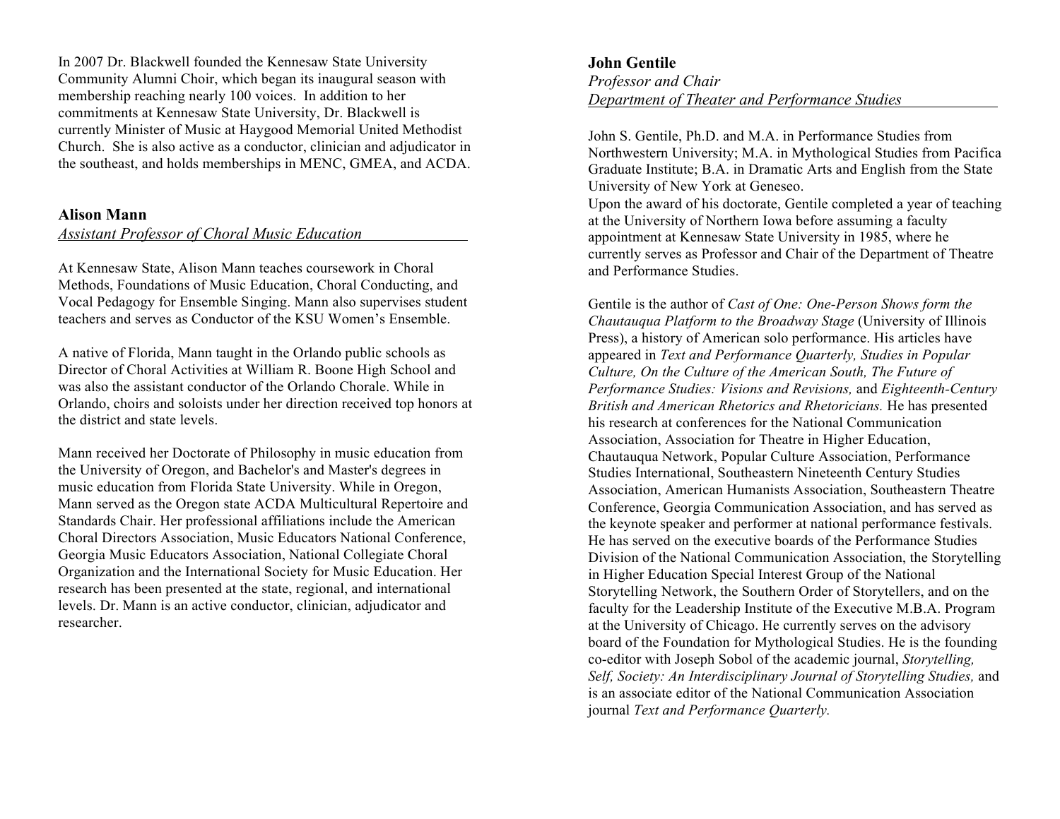In 2007 Dr. Blackwell founded the Kennesaw State University Community Alumni Choir, which began its inaugural season with membership reaching nearly 100 voices. In addition to her commitments at Kennesaw State University, Dr. Blackwell is currently Minister of Music at Haygood Memorial United Methodist Church. She is also active as a conductor, clinician and adjudicator in the southeast, and holds memberships in MENC, GMEA, and ACDA.

**Alison Mann**

*Assistant Professor of Choral Music Education*

At Kennesaw State, Alison Mann teaches coursework in Choral Methods, Foundations of Music Education, Choral Conducting, and Vocal Pedagogy for Ensemble Singing. Mann also supervises student teachers and serves as Conductor of the KSU Women's Ensemble.

A native of Florida, Mann taught in the Orlando public schools as Director of Choral Activities at William R. Boone High School and was also the assistant conductor of the Orlando Chorale. While in Orlando, choirs and soloists under her direction received top honors at the district and state levels.

Mann received her Doctorate of Philosophy in music education from the University of Oregon, and Bachelor's and Master's degrees in music education from Florida State University. While in Oregon, Mann served as the Oregon state ACDA Multicultural Repertoire and Standards Chair. Her professional affiliations include the American Choral Directors Association, Music Educators National Conference, Georgia Music Educators Association, National Collegiate Choral Organization and the International Society for Music Education. Her research has been presented at the state, regional, and international levels. Dr. Mann is an active conductor, clinician, adjudicator and researcher.

**John Gentile**

*Professor and Chair*

*Department of Theater and Performance Studies*

John S. Gentile, Ph.D. and M.A. in Performance Studies from Northwestern University; M.A. in Mythological Studies from Pacifica Graduate Institute; B.A. in Dramatic Arts and English from the State University of New York at Geneseo.
Upon the award of his doctorate, Gentile completed a year of teaching at the University of Northern Iowa before assuming a faculty appointment at Kennesaw State University in 1985, where he currently serves as Professor and Chair of the Department of Theatre and Performance Studies.

Gentile is the author of *Cast of One: One-Person Shows form the Chautauqua Platform to the Broadway Stage* (University of Illinois Press), a history of American solo performance. His articles have appeared in *Text and Performance Quarterly, Studies in Popular Culture, On the Culture of the American South, The Future of Performance Studies: Visions and Revisions,* and *Eighteenth-Century British and American Rhetorics and Rhetoricians.* He has presented his research at conferences for the National Communication Association, Association for Theatre in Higher Education, Chautauqua Network, Popular Culture Association, Performance Studies International, Southeastern Nineteenth Century Studies Association, American Humanists Association, Southeastern Theatre Conference, Georgia Communication Association, and has served as the keynote speaker and performer at national performance festivals. He has served on the executive boards of the Performance Studies Division of the National Communication Association, the Storytelling in Higher Education Special Interest Group of the National Storytelling Network, the Southern Order of Storytellers, and on the faculty for the Leadership Institute of the Executive M.B.A. Program at the University of Chicago. He currently serves on the advisory board of the Foundation for Mythological Studies. He is the founding co-editor with Joseph Sobol of the academic journal, *Storytelling, Self, Society: An Interdisciplinary Journal of Storytelling Studies,* and is an associate editor of the National Communication Association journal *Text and Performance Quarterly.*